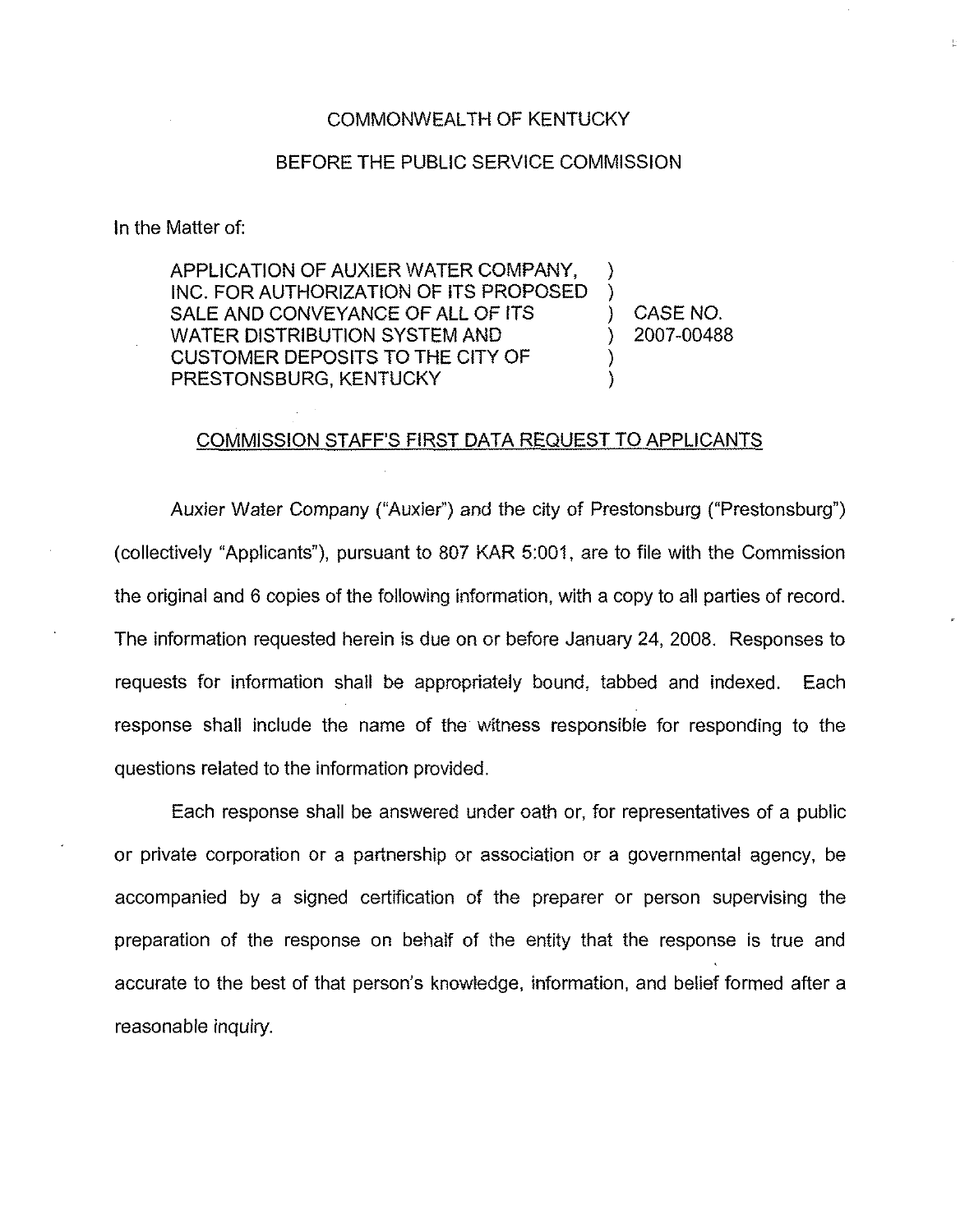COMMONWEALTH OF KENTUCKY

BEFORE THE PUBLIC SERVICE COMMISSION

In the Matter of:

| | | |
|---|---|---|
| APPLICATION OF AUXIER WATER COMPANY, INC. FOR AUTHORIZATION OF ITS PROPOSED SALE AND CONVEYANCE OF ALL OF ITS WATER DISTRIBUTION SYSTEM AND CUSTOMER DEPOSITS TO THE CITY OF PRESTONSBURG, KENTUCKY | ) | CASE NO. 2007-00488 |

COMMISSION STAFF'S FIRST DATA REQUEST TO APPLICANTS

Auxier Water Company ("Auxier") and the city of Prestonsburg ("Prestonsburg") (collectively "Applicants"), pursuant to 807 KAR 5:001, are to file with the Commission the original and 6 copies of the following information, with a copy to all parties of record. The information requested herein is due on or before January 24, 2008. Responses to requests for information shall be appropriately bound, tabbed and indexed. Each response shall include the name of the witness responsible for responding to the questions related to the information provided.

Each response shall be answered under oath or, for representatives of a public or private corporation or a partnership or association or a governmental agency, be accompanied by a signed certification of the preparer or person supervising the preparation of the response on behalf of the entity that the response is true and accurate to the best of that person's knowledge, information, and belief formed after a reasonable inquiry.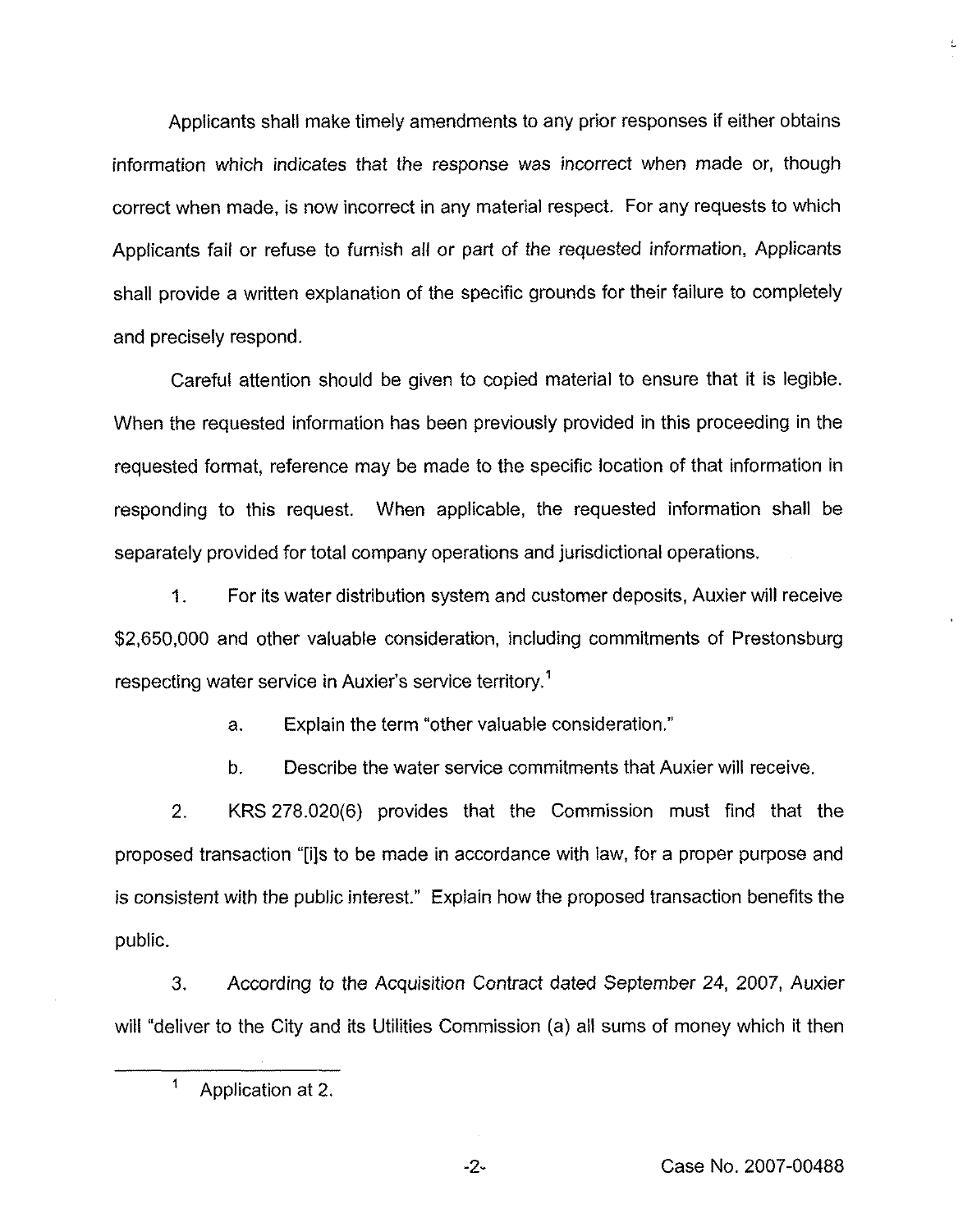Applicants shall make timely amendments to any prior responses if either obtains information which indicates that the response was incorrect when made or, though correct when made, is now incorrect in any material respect. For any requests to which Applicants fail or refuse to furnish all or part of the requested information, Applicants shall provide a written explanation of the specific grounds for their failure to completely and precisely respond.

Careful attention should be given to copied material to ensure that it is legible. When the requested information has been previously provided in this proceeding in the requested format, reference may be made to the specific location of that information in responding to this request. When applicable, the requested information shall be separately provided for total company operations and jurisdictional operations.

1. For its water distribution system and customer deposits, Auxier will receive \$2,650,000 and other valuable consideration, including commitments of Prestonsburg respecting water service in Auxier's service territory.[1]

   a. Explain the term "other valuable consideration."

   b. Describe the water service commitments that Auxier will receive.

2. KRS 278.020(6) provides that the Commission must find that the proposed transaction "[i]s to be made in accordance with law, for a proper purpose and is consistent with the public interest." Explain how the proposed transaction benefits the public.

3. According to the Acquisition Contract dated September 24, 2007, Auxier will "deliver to the City and its Utilities Commission (a) all sums of money which it then

[1] Application at 2.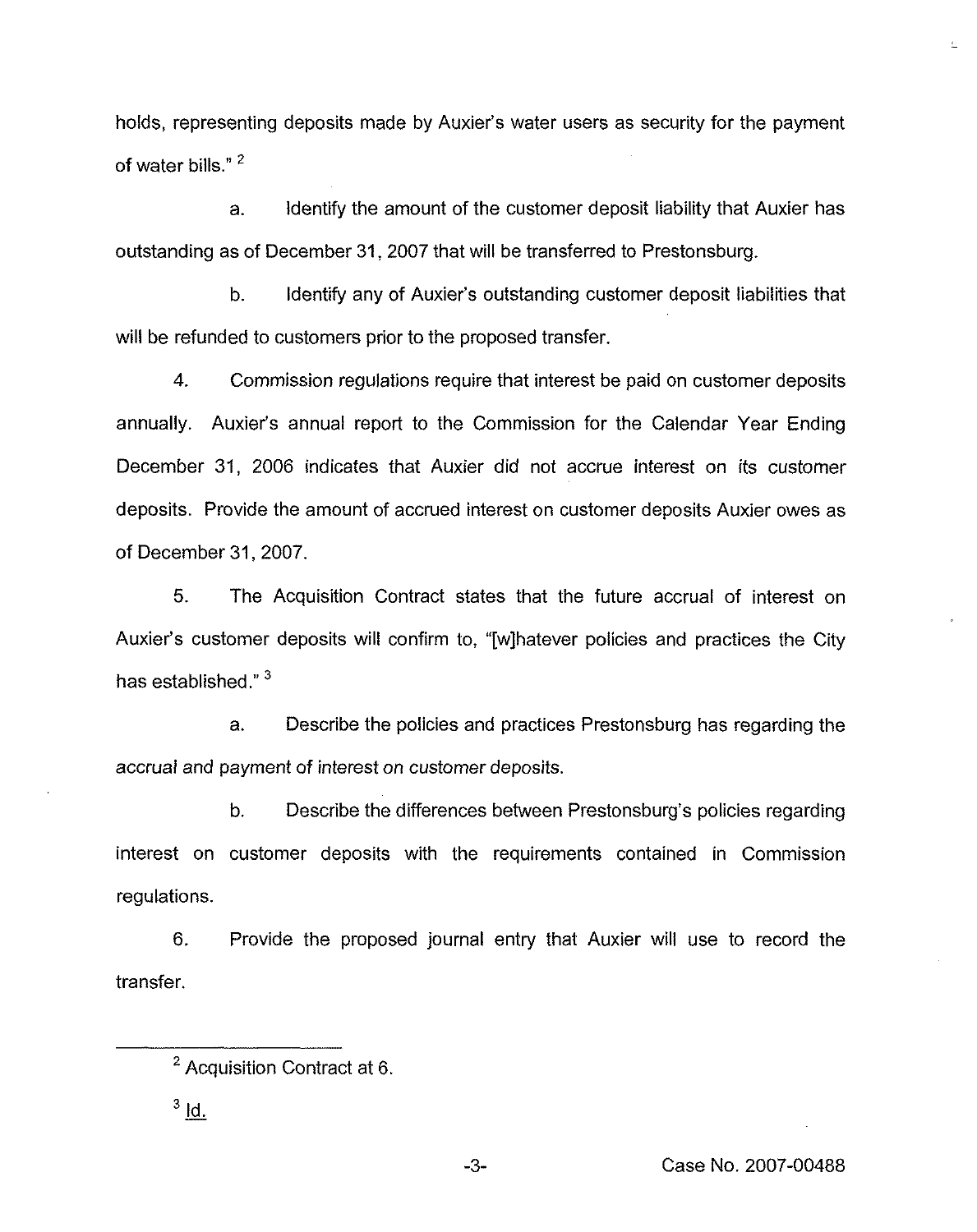holds, representing deposits made by Auxier's water users as security for the payment of water bills." [2]

a. Identify the amount of the customer deposit liability that Auxier has outstanding as of December 31, 2007 that will be transferred to Prestonsburg.

b. Identify any of Auxier's outstanding customer deposit liabilities that will be refunded to customers prior to the proposed transfer.

4. Commission regulations require that interest be paid on customer deposits annually. Auxier's annual report to the Commission for the Calendar Year Ending December 31, 2006 indicates that Auxier did not accrue interest on its customer deposits. Provide the amount of accrued interest on customer deposits Auxier owes as of December 31, 2007.

5. The Acquisition Contract states that the future accrual of interest on Auxier's customer deposits will confirm to, "[w]hatever policies and practices the City has established." [3]

a. Describe the policies and practices Prestonsburg has regarding the accrual and payment of interest on customer deposits.

b. Describe the differences between Prestonsburg's policies regarding interest on customer deposits with the requirements contained in Commission regulations.

6. Provide the proposed journal entry that Auxier will use to record the transfer.

---

[2] Acquisition Contract at 6.

[3] Id.

Case No. 2007-00488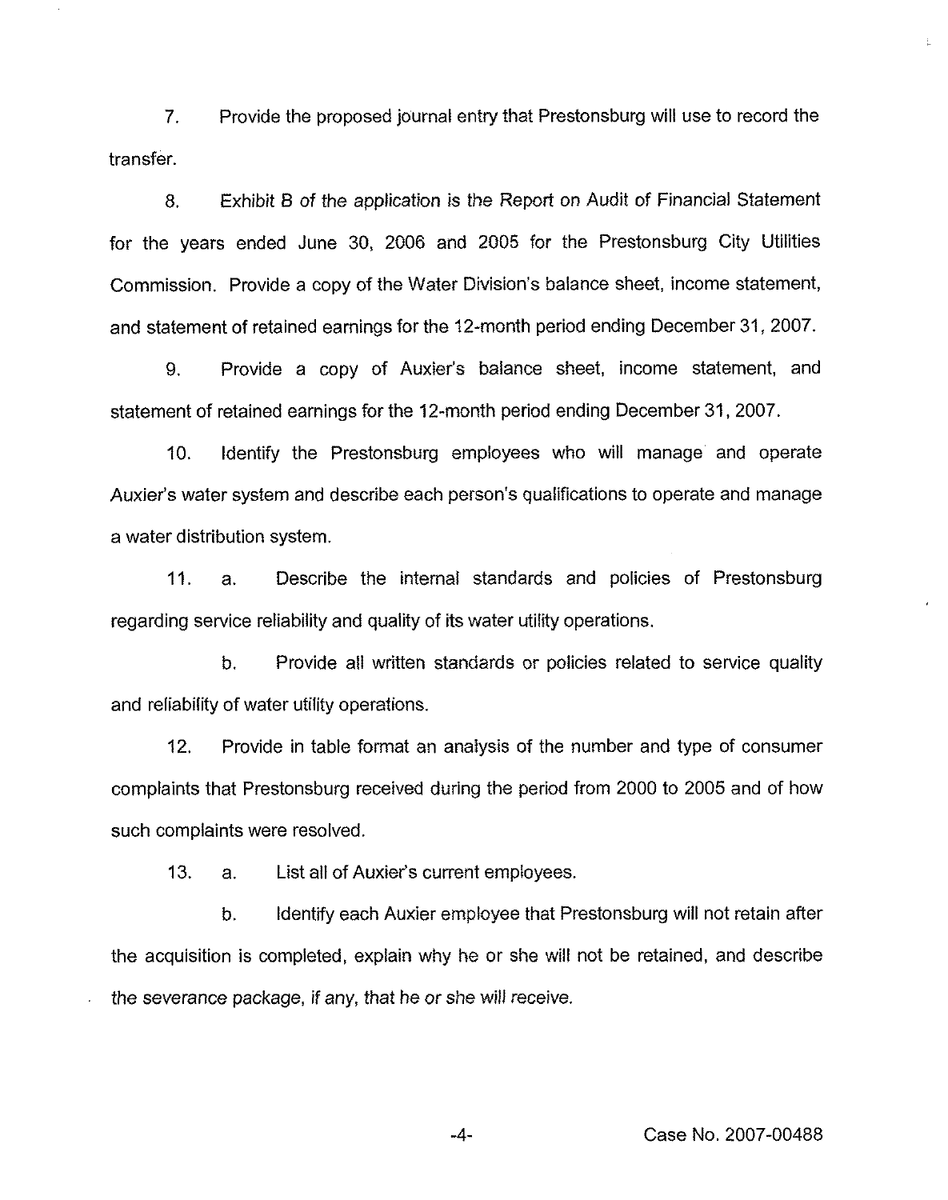7. Provide the proposed journal entry that Prestonsburg will use to record the transfer.

8. Exhibit B of the application is the Report on Audit of Financial Statement for the years ended June 30, 2006 and 2005 for the Prestonsburg City Utilities Commission. Provide a copy of the Water Division's balance sheet, income statement, and statement of retained earnings for the 12-month period ending December 31, 2007.

9. Provide a copy of Auxier's balance sheet, income statement, and statement of retained earnings for the 12-month period ending December 31, 2007.

10. Identify the Prestonsburg employees who will manage and operate Auxier's water system and describe each person's qualifications to operate and manage a water distribution system.

11. a. Describe the internal standards and policies of Prestonsburg regarding service reliability and quality of its water utility operations.

b. Provide all written standards or policies related to service quality and reliability of water utility operations.

12. Provide in table format an analysis of the number and type of consumer complaints that Prestonsburg received during the period from 2000 to 2005 and of how such complaints were resolved.

13. a. List all of Auxier's current employees.

b. Identify each Auxier employee that Prestonsburg will not retain after the acquisition is completed, explain why he or she will not be retained, and describe the severance package, if any, that he or she will receive.

Case No. 2007-00488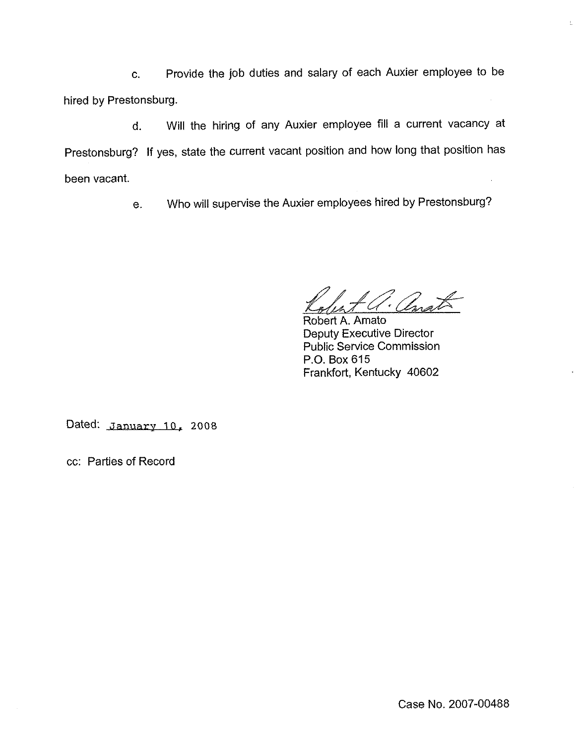c. Provide the job duties and salary of each Auxier employee to be hired by Prestonsburg.

d. Will the hiring of any Auxier employee fill a current vacancy at Prestonsburg? If yes, state the current vacant position and how long that position has been vacant.

e. Who will supervise the Auxier employees hired by Prestonsburg?

Robert A. Amato
Deputy Executive Director
Public Service Commission
P.O. Box 615
Frankfort, Kentucky 40602

Dated: January 10, 2008

cc: Parties of Record

Case No. 2007-00488